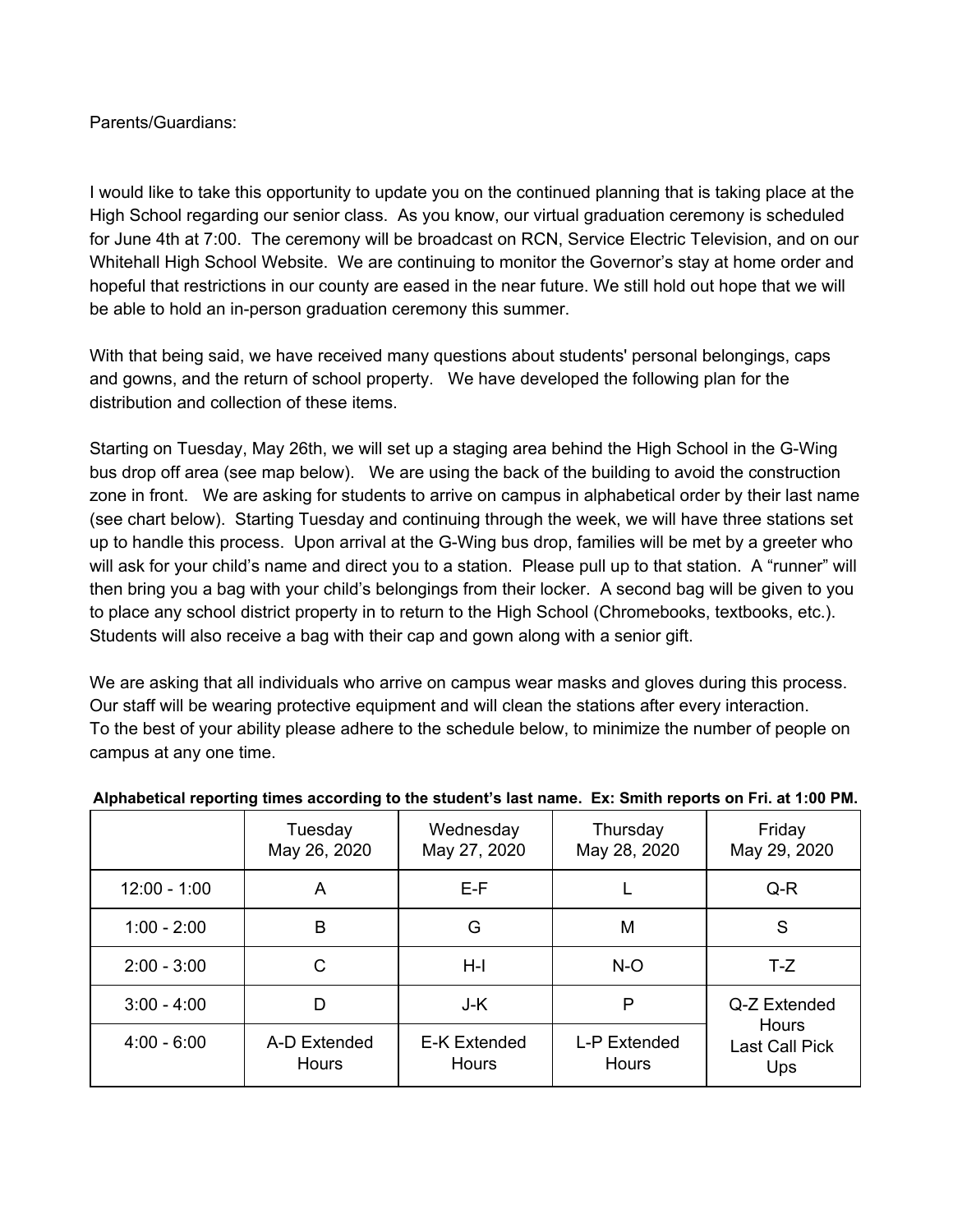Parents/Guardians:

I would like to take this opportunity to update you on the continued planning that is taking place at the High School regarding our senior class. As you know, our virtual graduation ceremony is scheduled for June 4th at 7:00. The ceremony will be broadcast on RCN, Service Electric Television, and on our Whitehall High School Website. We are continuing to monitor the Governor's stay at home order and hopeful that restrictions in our county are eased in the near future. We still hold out hope that we will be able to hold an in-person graduation ceremony this summer.

With that being said, we have received many questions about students' personal belongings, caps and gowns, and the return of school property. We have developed the following plan for the distribution and collection of these items.

Starting on Tuesday, May 26th, we will set up a staging area behind the High School in the G-Wing bus drop off area (see map below). We are using the back of the building to avoid the construction zone in front. We are asking for students to arrive on campus in alphabetical order by their last name (see chart below). Starting Tuesday and continuing through the week, we will have three stations set up to handle this process. Upon arrival at the G-Wing bus drop, families will be met by a greeter who will ask for your child's name and direct you to a station. Please pull up to that station. A "runner" will then bring you a bag with your child's belongings from their locker. A second bag will be given to you to place any school district property in to return to the High School (Chromebooks, textbooks, etc.). Students will also receive a bag with their cap and gown along with a senior gift.

We are asking that all individuals who arrive on campus wear masks and gloves during this process. Our staff will be wearing protective equipment and will clean the stations after every interaction. To the best of your ability please adhere to the schedule below, to minimize the number of people on campus at any one time.

**Alphabetical reporting times according to the student's last name. Ex: Smith reports on Fri. at 1:00 PM.**

| | Tuesday May 26, 2020 | Wednesday May 27, 2020 | Thursday May 28, 2020 | Friday May 29, 2020 |
|---|---|---|---|---|
| 12:00 - 1:00 | A | E-F | L | Q-R |
| 1:00 - 2:00 | B | G | M | S |
| 2:00 - 3:00 | C | H-I | N-O | T-Z |
| 3:00 - 4:00 | D | J-K | P | Q-Z Extended Hours Last Call Pick Ups |
| 4:00 - 6:00 | A-D Extended Hours | E-K Extended Hours | L-P Extended Hours | |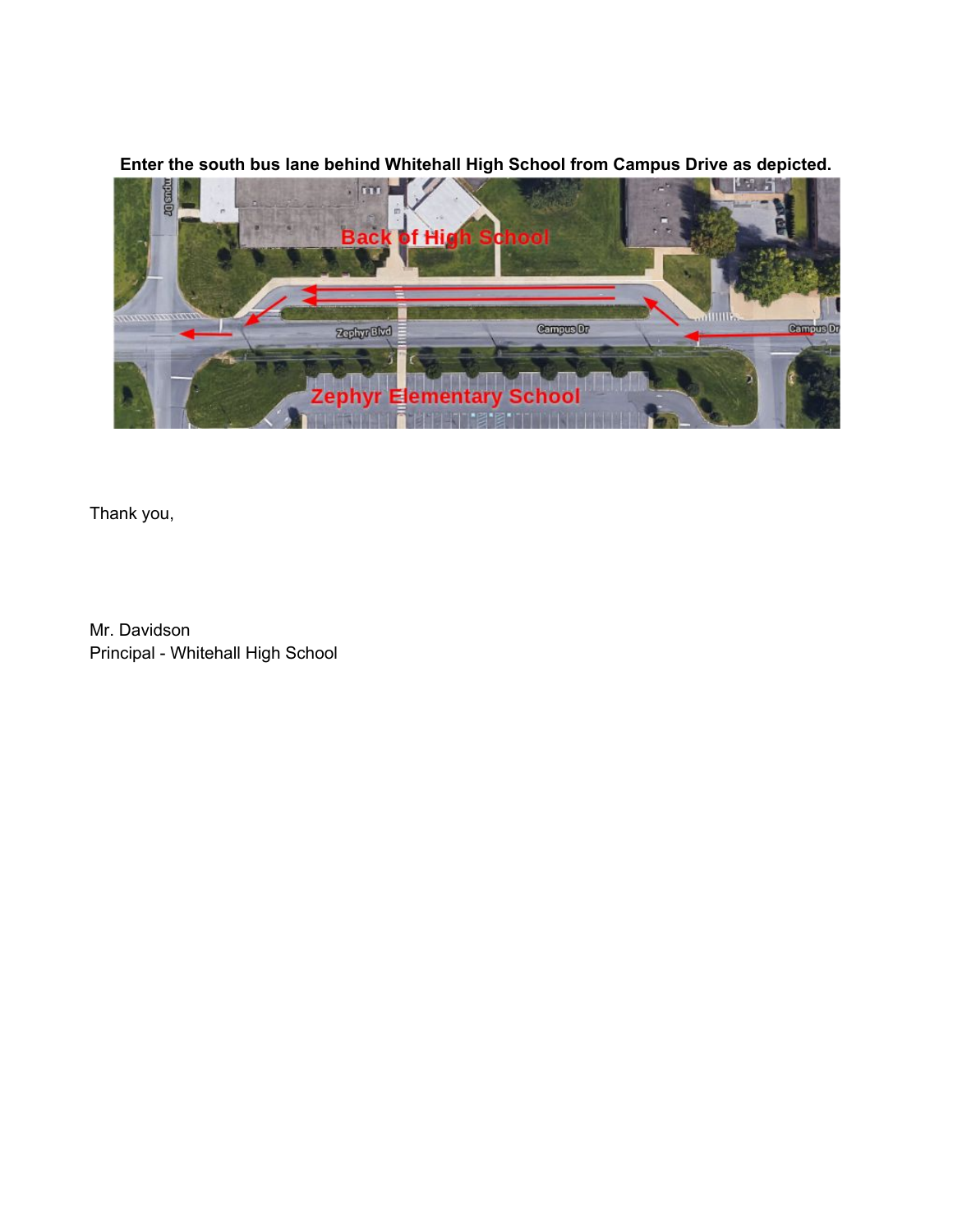**Enter the south bus lane behind Whitehall High School from Campus Drive as depicted.**

Back of High School

Zephyr Blvd

Campus Dr

Campus Dr

Zephyr Elementary School

Thank you,

Mr. Davidson
Principal - Whitehall High School